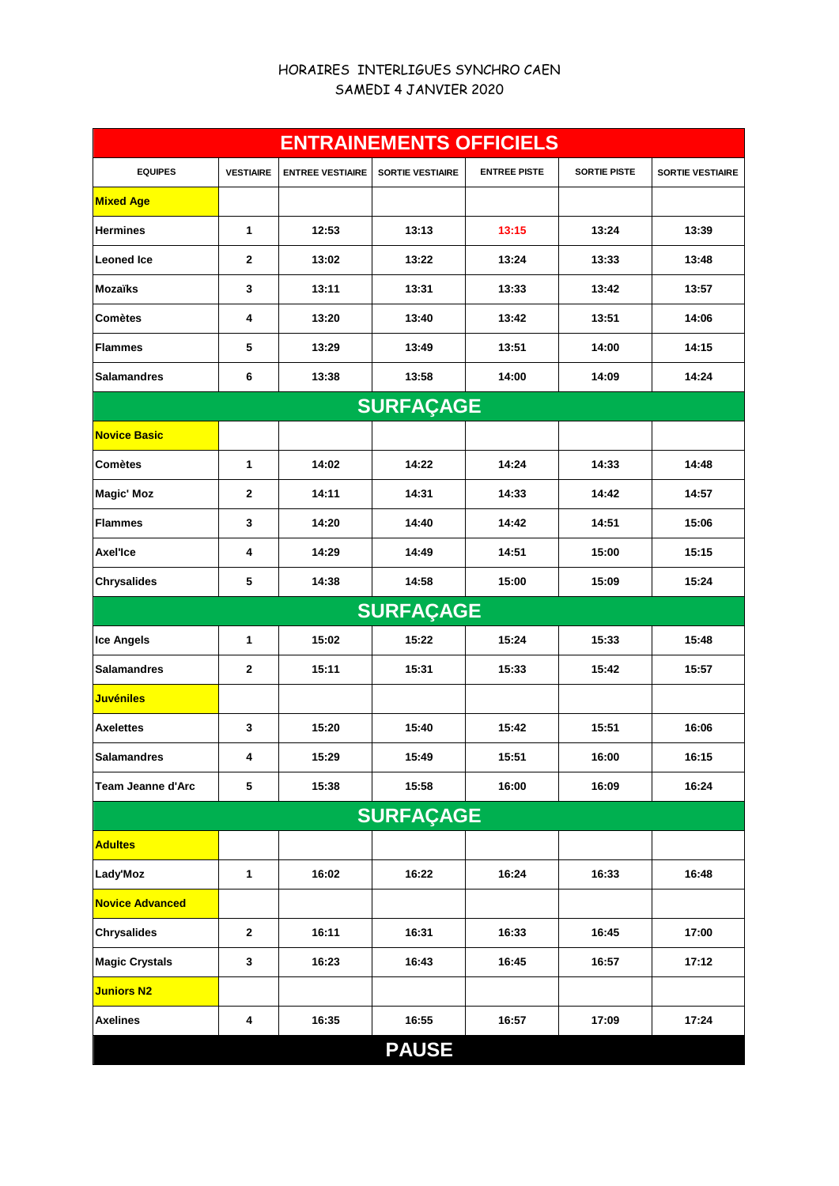HORAIRES INTERLIGUES SYNCHRO CAEN
SAMEDI 4 JANVIER 2020

| ENTRAINEMENTS OFFICIELS | | | | | | |
|---|---|---|---|---|---|---|
| **EQUIPES** | **VESTIAIRE** | **ENTREE VESTIAIRE** | **SORTIE VESTIAIRE** | **ENTREE PISTE** | **SORTIE PISTE** | **SORTIE VESTIAIRE** |
| **Mixed Age** | | | | | | |
| **Hermines** | 1 | 12:53 | 13:13 | 13:15 | 13:24 | 13:39 |
| **Leoned Ice** | 2 | 13:02 | 13:22 | 13:24 | 13:33 | 13:48 |
| **Mozaïks** | 3 | 13:11 | 13:31 | 13:33 | 13:42 | 13:57 |
| **Comètes** | 4 | 13:20 | 13:40 | 13:42 | 13:51 | 14:06 |
| **Flammes** | 5 | 13:29 | 13:49 | 13:51 | 14:00 | 14:15 |
| **Salamandres** | 6 | 13:38 | 13:58 | 14:00 | 14:09 | 14:24 |
| **SURFAÇAGE** | | | | | | |
| **Novice Basic** | | | | | | |
| **Comètes** | 1 | 14:02 | 14:22 | 14:24 | 14:33 | 14:48 |
| **Magic' Moz** | 2 | 14:11 | 14:31 | 14:33 | 14:42 | 14:57 |
| **Flammes** | 3 | 14:20 | 14:40 | 14:42 | 14:51 | 15:06 |
| **Axel'Ice** | 4 | 14:29 | 14:49 | 14:51 | 15:00 | 15:15 |
| **Chrysalides** | 5 | 14:38 | 14:58 | 15:00 | 15:09 | 15:24 |
| **SURFAÇAGE** | | | | | | |
| **Ice Angels** | 1 | 15:02 | 15:22 | 15:24 | 15:33 | 15:48 |
| **Salamandres** | 2 | 15:11 | 15:31 | 15:33 | 15:42 | 15:57 |
| **Juvéniles** | | | | | | |
| **Axelettes** | 3 | 15:20 | 15:40 | 15:42 | 15:51 | 16:06 |
| **Salamandres** | 4 | 15:29 | 15:49 | 15:51 | 16:00 | 16:15 |
| **Team Jeanne d'Arc** | 5 | 15:38 | 15:58 | 16:00 | 16:09 | 16:24 |
| **SURFAÇAGE** | | | | | | |
| **Adultes** | | | | | | |
| **Lady'Moz** | 1 | 16:02 | 16:22 | 16:24 | 16:33 | 16:48 |
| **Novice Advanced** | | | | | | |
| **Chrysalides** | 2 | 16:11 | 16:31 | 16:33 | 16:45 | 17:00 |
| **Magic Crystals** | 3 | 16:23 | 16:43 | 16:45 | 16:57 | 17:12 |
| **Juniors N2** | | | | | | |
| **Axelines** | 4 | 16:35 | 16:55 | 16:57 | 17:09 | 17:24 |
| **PAUSE** | | | | | | |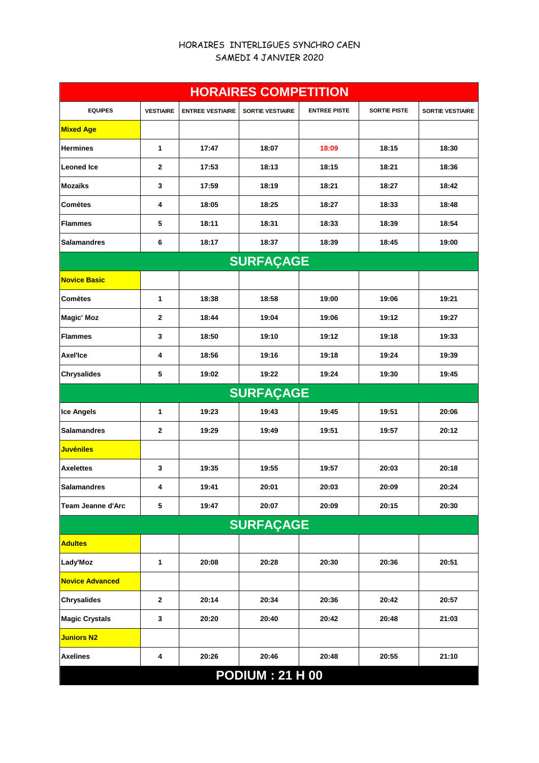HORAIRES INTERLIGUES SYNCHRO CAEN

SAMEDI 4 JANVIER 2020

| HORAIRES COMPETITION | | | | | | |
|---|---|---|---|---|---|---|
| EQUIPES | VESTIAIRE | ENTREE VESTIAIRE | SORTIE VESTIAIRE | ENTREE PISTE | SORTIE PISTE | SORTIE VESTIAIRE |
| **Mixed Age** | | | | | | |
| Hermines | 1 | 17:47 | 18:07 | 18:09 | 18:15 | 18:30 |
| Leoned Ice | 2 | 17:53 | 18:13 | 18:15 | 18:21 | 18:36 |
| Mozaïks | 3 | 17:59 | 18:19 | 18:21 | 18:27 | 18:42 |
| Comètes | 4 | 18:05 | 18:25 | 18:27 | 18:33 | 18:48 |
| Flammes | 5 | 18:11 | 18:31 | 18:33 | 18:39 | 18:54 |
| Salamandres | 6 | 18:17 | 18:37 | 18:39 | 18:45 | 19:00 |
| **SURFAÇAGE** | | | | | | |
| **Novice Basic** | | | | | | |
| Comètes | 1 | 18:38 | 18:58 | 19:00 | 19:06 | 19:21 |
| Magic' Moz | 2 | 18:44 | 19:04 | 19:06 | 19:12 | 19:27 |
| Flammes | 3 | 18:50 | 19:10 | 19:12 | 19:18 | 19:33 |
| Axel'Ice | 4 | 18:56 | 19:16 | 19:18 | 19:24 | 19:39 |
| Chrysalides | 5 | 19:02 | 19:22 | 19:24 | 19:30 | 19:45 |
| **SURFAÇAGE** | | | | | | |
| Ice Angels | 1 | 19:23 | 19:43 | 19:45 | 19:51 | 20:06 |
| Salamandres | 2 | 19:29 | 19:49 | 19:51 | 19:57 | 20:12 |
| **Juvéniles** | | | | | | |
| Axelettes | 3 | 19:35 | 19:55 | 19:57 | 20:03 | 20:18 |
| Salamandres | 4 | 19:41 | 20:01 | 20:03 | 20:09 | 20:24 |
| Team Jeanne d'Arc | 5 | 19:47 | 20:07 | 20:09 | 20:15 | 20:30 |
| **SURFAÇAGE** | | | | | | |
| **Adultes** | | | | | | |
| Lady'Moz | 1 | 20:08 | 20:28 | 20:30 | 20:36 | 20:51 |
| **Novice Advanced** | | | | | | |
| Chrysalides | 2 | 20:14 | 20:34 | 20:36 | 20:42 | 20:57 |
| Magic Crystals | 3 | 20:20 | 20:40 | 20:42 | 20:48 | 21:03 |
| **Juniors N2** | | | | | | |
| Axelines | 4 | 20:26 | 20:46 | 20:48 | 20:55 | 21:10 |
| **PODIUM : 21 H 00** | | | | | | |